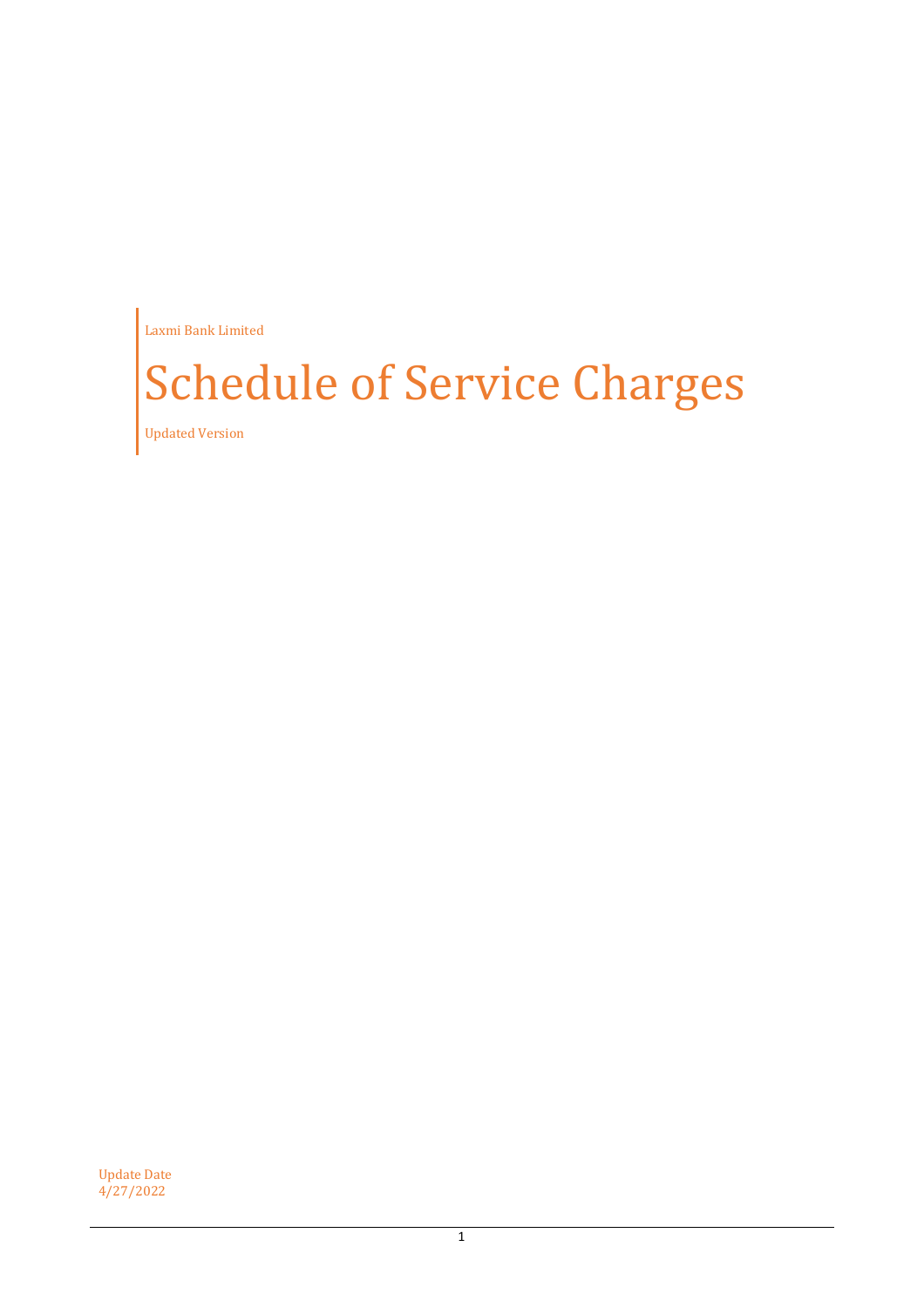Laxmi Bank Limited

# Schedule of Service Charges

Updated Version

Update Date
4/27/2022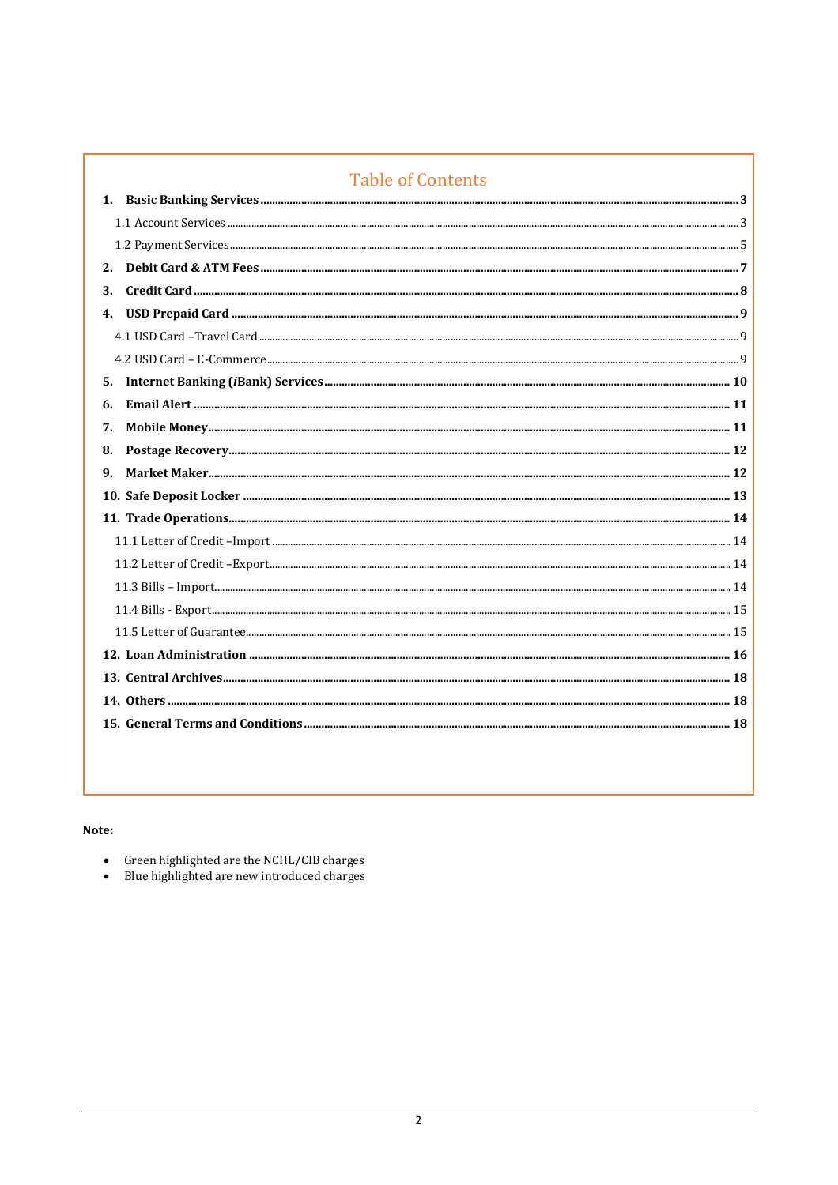## Table of Contents

1. **Basic Banking Services** ........ 3
   - 1.1 Account Services ........ 3
   - 1.2 Payment Services ........ 5
2. **Debit Card & ATM Fees** ........ 7
3. **Credit Card** ........ 8
4. **USD Prepaid Card** ........ 9
   - 4.1 USD Card –Travel Card ........ 9
   - 4.2 USD Card – E-Commerce ........ 9
5. **Internet Banking (*i*Bank) Services** ........ 10
6. **Email Alert** ........ 11
7. **Mobile Money** ........ 11
8. **Postage Recovery** ........ 12
9. **Market Maker** ........ 12
10. **Safe Deposit Locker** ........ 13
11. **Trade Operations** ........ 14
    - 11.1 Letter of Credit –Import ........ 14
    - 11.2 Letter of Credit –Export ........ 14
    - 11.3 Bills – Import ........ 14
    - 11.4 Bills - Export ........ 15
    - 11.5 Letter of Guarantee ........ 15
12. **Loan Administration** ........ 16
13. **Central Archives** ........ 18
14. **Others** ........ 18
15. **General Terms and Conditions** ........ 18

**Note:**

- Green highlighted are the NCHL/CIB charges
- Blue highlighted are new introduced charges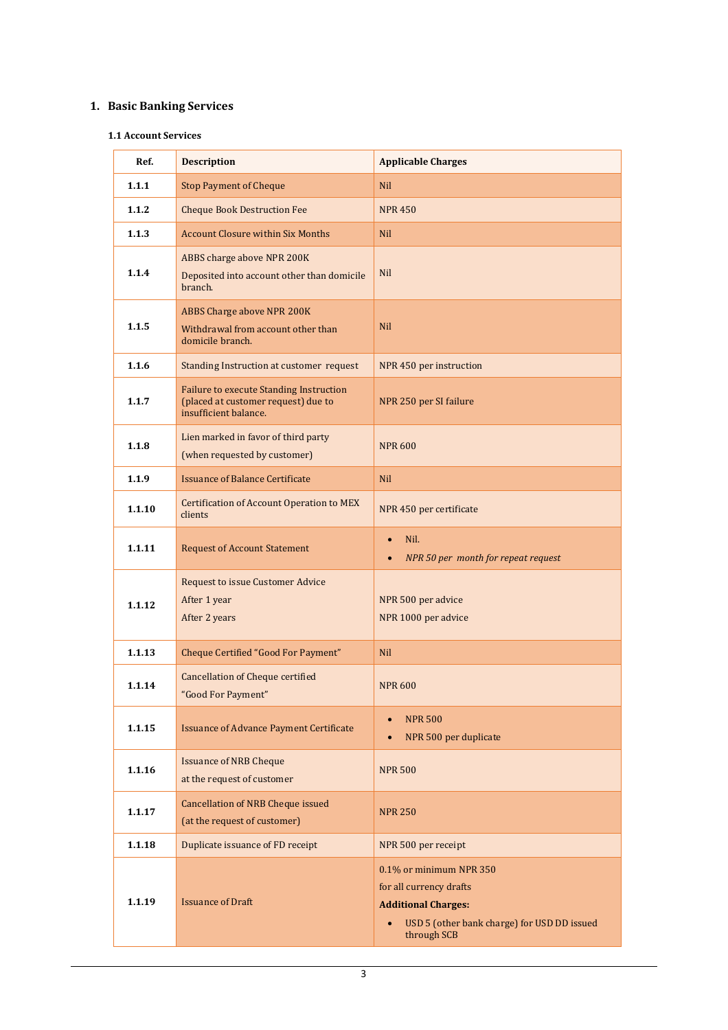# 1. Basic Banking Services

## 1.1 Account Services

| Ref. | Description | Applicable Charges |
|---|---|---|
| **1.1.1** | Stop Payment of Cheque | Nil |
| **1.1.2** | Cheque Book Destruction Fee | NPR 450 |
| **1.1.3** | Account Closure within Six Months | Nil |
| **1.1.4** | ABBS charge above NPR 200K<br>Deposited into account other than domicile branch. | Nil |
| **1.1.5** | ABBS Charge above NPR 200K<br>Withdrawal from account other than domicile branch. | Nil |
| **1.1.6** | Standing Instruction at customer request | NPR 450 per instruction |
| **1.1.7** | Failure to execute Standing Instruction (placed at customer request) due to insufficient balance. | NPR 250 per SI failure |
| **1.1.8** | Lien marked in favor of third party<br>(when requested by customer) | NPR 600 |
| **1.1.9** | Issuance of Balance Certificate | Nil |
| **1.1.10** | Certification of Account Operation to MEX clients | NPR 450 per certificate |
| **1.1.11** | Request of Account Statement | • Nil.<br>• *NPR 50 per month for repeat request* |
| **1.1.12** | Request to issue Customer Advice<br>After 1 year<br>After 2 years | NPR 500 per advice<br>NPR 1000 per advice |
| **1.1.13** | Cheque Certified "Good For Payment" | Nil |
| **1.1.14** | Cancellation of Cheque certified "Good For Payment" | NPR 600 |
| **1.1.15** | Issuance of Advance Payment Certificate | • NPR 500<br>• NPR 500 per duplicate |
| **1.1.16** | Issuance of NRB Cheque<br>at the request of customer | NPR 500 |
| **1.1.17** | Cancellation of NRB Cheque issued<br>(at the request of customer) | NPR 250 |
| **1.1.18** | Duplicate issuance of FD receipt | NPR 500 per receipt |
| **1.1.19** | Issuance of Draft | 0.1% or minimum NPR 350<br>for all currency drafts<br>**Additional Charges:**<br>• USD 5 (other bank charge) for USD DD issued through SCB |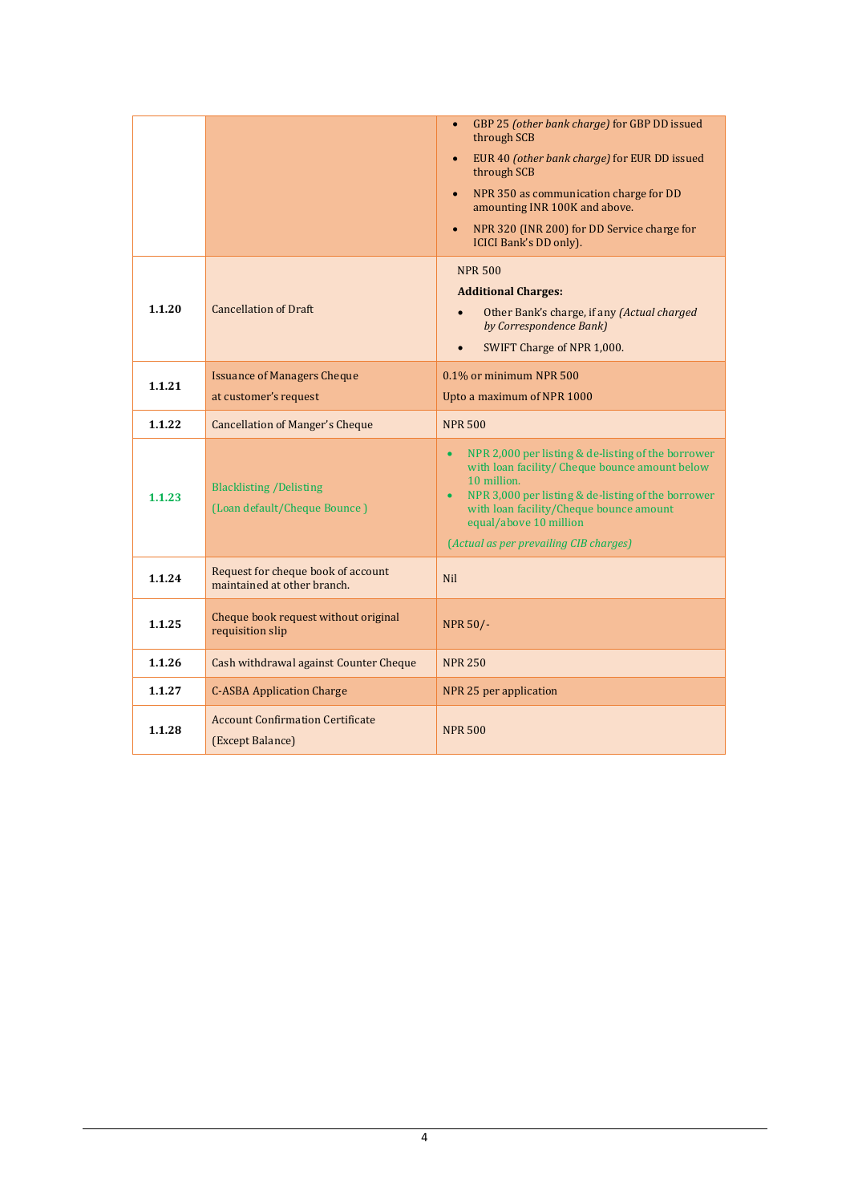| | | |
|---|---|---|
| | | • GBP 25 *(other bank charge)* for GBP DD issued through SCB<br>• EUR 40 *(other bank charge)* for EUR DD issued through SCB<br>• NPR 350 as communication charge for DD amounting INR 100K and above.<br>• NPR 320 (INR 200) for DD Service charge for ICICI Bank's DD only). |
| **1.1.20** | Cancellation of Draft | NPR 500<br>**Additional Charges:**<br>• Other Bank's charge, if any *(Actual charged by Correspondence Bank)*<br>• SWIFT Charge of NPR 1,000. |
| **1.1.21** | Issuance of Managers Cheque at customer's request | 0.1% or minimum NPR 500<br>Upto a maximum of NPR 1000 |
| **1.1.22** | Cancellation of Manger's Cheque | NPR 500 |
| **1.1.23** | Blacklisting /Delisting<br>(Loan default/Cheque Bounce ) | • NPR 2,000 per listing & de-listing of the borrower with loan facility/ Cheque bounce amount below 10 million.<br>• NPR 3,000 per listing & de-listing of the borrower with loan facility/Cheque bounce amount equal/above 10 million<br>*(Actual as per prevailing CIB charges)* |
| **1.1.24** | Request for cheque book of account maintained at other branch. | Nil |
| **1.1.25** | Cheque book request without original requisition slip | NPR 50/- |
| **1.1.26** | Cash withdrawal against Counter Cheque | NPR 250 |
| **1.1.27** | C-ASBA Application Charge | NPR 25 per application |
| **1.1.28** | Account Confirmation Certificate<br>(Except Balance) | NPR 500 |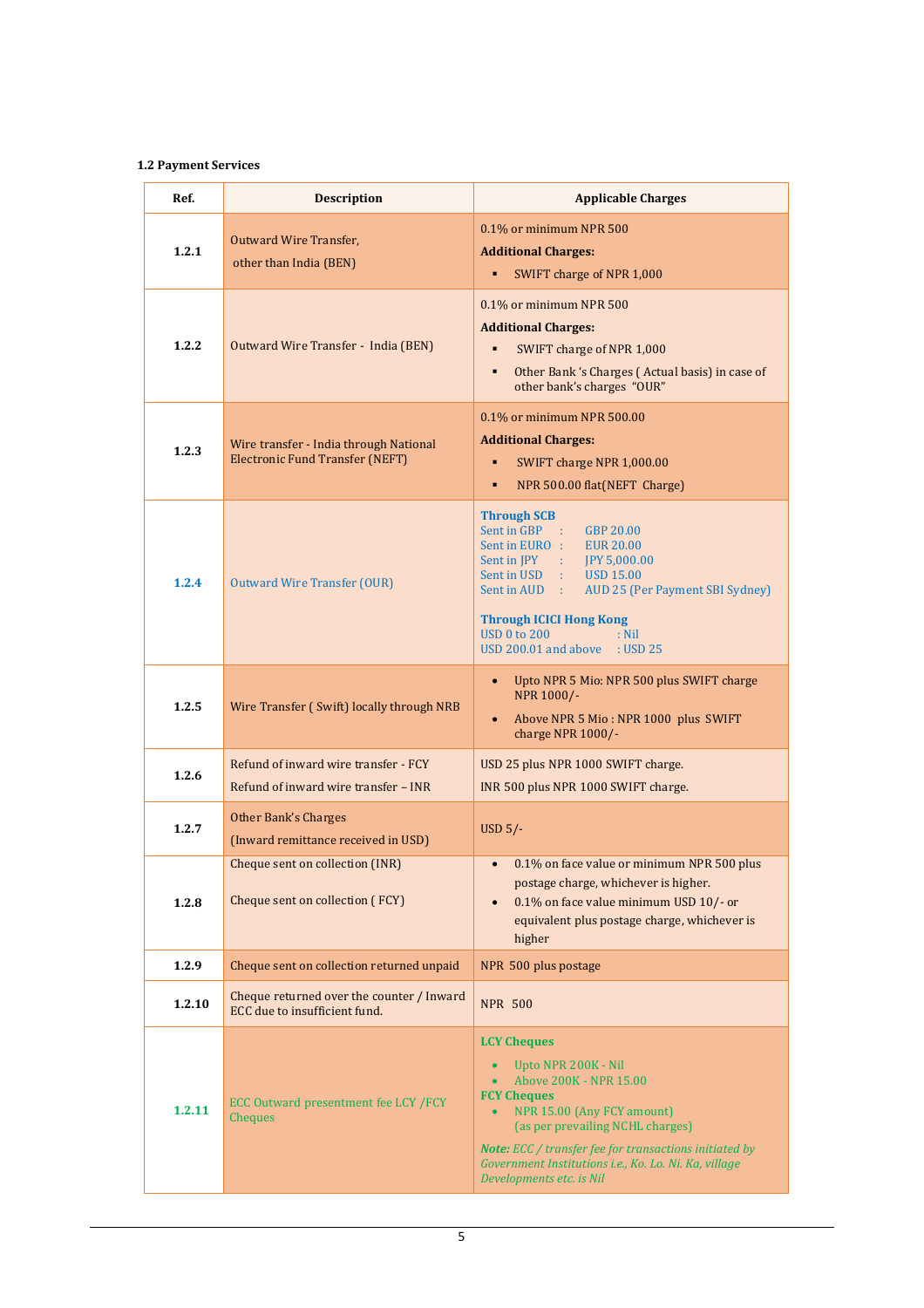**1.2 Payment Services**

| Ref. | Description | Applicable Charges |
|---|---|---|
| **1.2.1** | Outward Wire Transfer, other than India (BEN) | 0.1% or minimum NPR 500<br>**Additional Charges:**<br>▪ SWIFT charge of NPR 1,000 |
| **1.2.2** | Outward Wire Transfer - India (BEN) | 0.1% or minimum NPR 500<br>**Additional Charges:**<br>▪ SWIFT charge of NPR 1,000<br>▪ Other Bank 's Charges ( Actual basis) in case of other bank's charges "OUR" |
| **1.2.3** | Wire transfer - India through National Electronic Fund Transfer (NEFT) | 0.1% or minimum NPR 500.00<br>**Additional Charges:**<br>▪ SWIFT charge NPR 1,000.00<br>▪ NPR 500.00 flat(NEFT Charge) |
| **1.2.4** | Outward Wire Transfer (OUR) | **Through SCB**<br>Sent in GBP : GBP 20.00<br>Sent in EURO : EUR 20.00<br>Sent in JPY : JPY 5,000.00<br>Sent in USD : USD 15.00<br>Sent in AUD : AUD 25 (Per Payment SBI Sydney)<br><br>**Through ICICI Hong Kong**<br>USD 0 to 200 : Nil<br>USD 200.01 and above : USD 25 |
| **1.2.5** | Wire Transfer ( Swift) locally through NRB | • Upto NPR 5 Mio: NPR 500 plus SWIFT charge NPR 1000/-<br>• Above NPR 5 Mio : NPR 1000 plus SWIFT charge NPR 1000/- |
| **1.2.6** | Refund of inward wire transfer - FCY<br>Refund of inward wire transfer – INR | USD 25 plus NPR 1000 SWIFT charge.<br>INR 500 plus NPR 1000 SWIFT charge. |
| **1.2.7** | Other Bank's Charges<br>(Inward remittance received in USD) | USD 5/- |
| **1.2.8** | Cheque sent on collection (INR)<br><br>Cheque sent on collection ( FCY) | • 0.1% on face value or minimum NPR 500 plus postage charge, whichever is higher.<br>• 0.1% on face value minimum USD 10/- or equivalent plus postage charge, whichever is higher |
| **1.2.9** | Cheque sent on collection returned unpaid | NPR 500 plus postage |
| **1.2.10** | Cheque returned over the counter / Inward ECC due to insufficient fund. | NPR 500 |
| **1.2.11** | ECC Outward presentment fee LCY /FCY Cheques | **LCY Cheques**<br>• Upto NPR 200K - Nil<br>• Above 200K - NPR 15.00<br>**FCY Cheques**<br>• NPR 15.00 (Any FCY amount) (as per prevailing NCHL charges)<br><br>***Note:** ECC / transfer fee for transactions initiated by Government Institutions i.e., Ko. Lo. Ni. Ka, village Developments etc. is Nil* |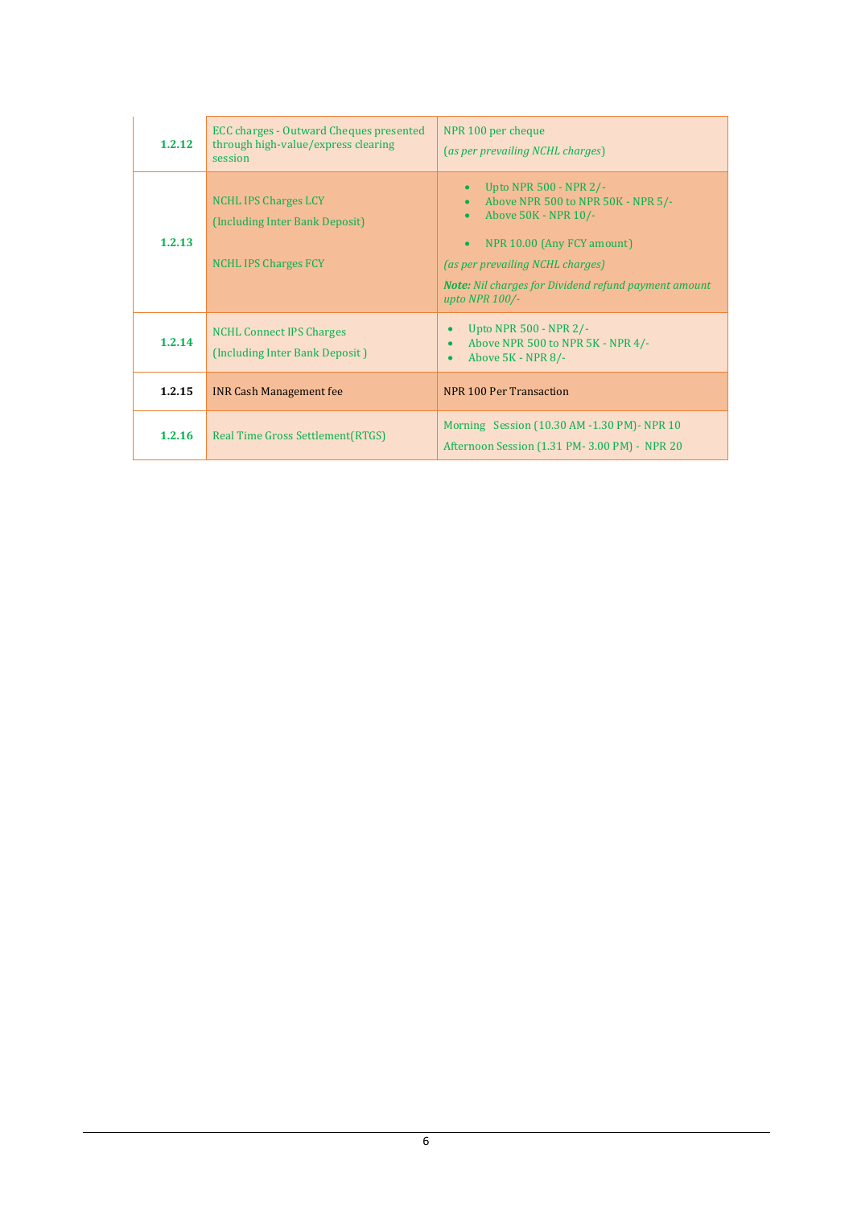| | | |
|---|---|---|
| **1.2.12** | ECC charges - Outward Cheques presented through high-value/express clearing session | NPR 100 per cheque<br>(*as per prevailing NCHL charges*) |
| **1.2.13** | NCHL IPS Charges LCY<br>(Including Inter Bank Deposit)<br><br>NCHL IPS Charges FCY | • Upto NPR 500 - NPR 2/-<br>• Above NPR 500 to NPR 50K - NPR 5/-<br>• Above 50K - NPR 10/-<br><br>• NPR 10.00 (Any FCY amount)<br>*(as per prevailing NCHL charges)*<br>***Note:*** *Nil charges for Dividend refund payment amount upto NPR 100/-* |
| **1.2.14** | NCHL Connect IPS Charges<br>(Including Inter Bank Deposit ) | • Upto NPR 500 - NPR 2/-<br>• Above NPR 500 to NPR 5K - NPR 4/-<br>• Above 5K - NPR 8/- |
| **1.2.15** | INR Cash Management fee | NPR 100 Per Transaction |
| **1.2.16** | Real Time Gross Settlement(RTGS) | Morning Session (10.30 AM -1.30 PM)- NPR 10<br>Afternoon Session (1.31 PM- 3.00 PM) - NPR 20 |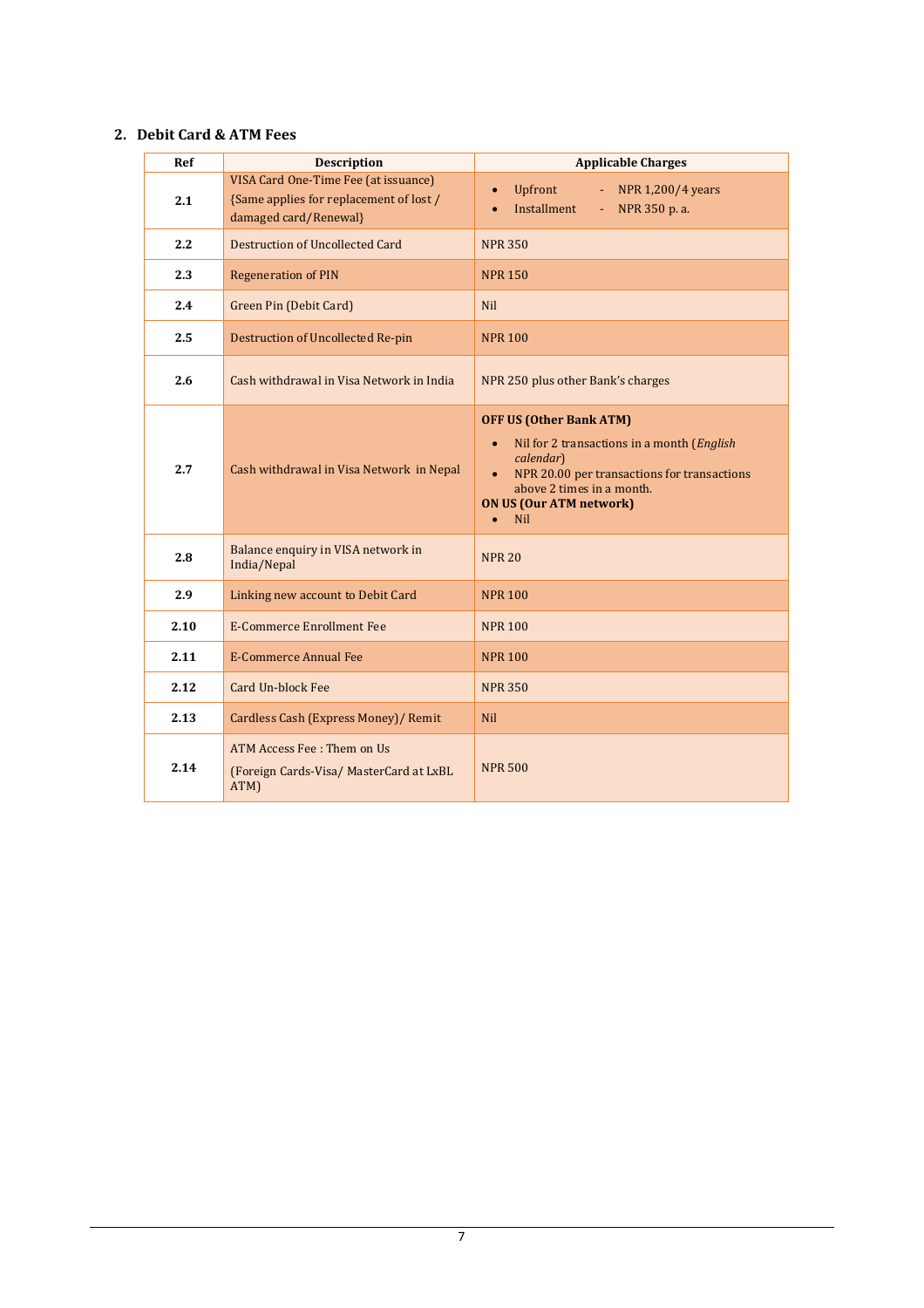## 2. Debit Card & ATM Fees

| Ref | Description | Applicable Charges |
|---|---|---|
| **2.1** | VISA Card One-Time Fee (at issuance) {Same applies for replacement of lost / damaged card/Renewal} | • Upfront - NPR 1,200/4 years<br>• Installment - NPR 350 p. a. |
| **2.2** | Destruction of Uncollected Card | NPR 350 |
| **2.3** | Regeneration of PIN | NPR 150 |
| **2.4** | Green Pin (Debit Card) | Nil |
| **2.5** | Destruction of Uncollected Re-pin | NPR 100 |
| **2.6** | Cash withdrawal in Visa Network in India | NPR 250 plus other Bank's charges |
| **2.7** | Cash withdrawal in Visa Network in Nepal | **OFF US (Other Bank ATM)**<br>• Nil for 2 transactions in a month (*English calendar*)<br>• NPR 20.00 per transactions for transactions above 2 times in a month.<br>**ON US (Our ATM network)**<br>• Nil |
| **2.8** | Balance enquiry in VISA network in India/Nepal | NPR 20 |
| **2.9** | Linking new account to Debit Card | NPR 100 |
| **2.10** | E-Commerce Enrollment Fee | NPR 100 |
| **2.11** | E-Commerce Annual Fee | NPR 100 |
| **2.12** | Card Un-block Fee | NPR 350 |
| **2.13** | Cardless Cash (Express Money)/ Remit | Nil |
| **2.14** | ATM Access Fee : Them on Us<br>(Foreign Cards-Visa/ MasterCard at LxBL ATM) | NPR 500 |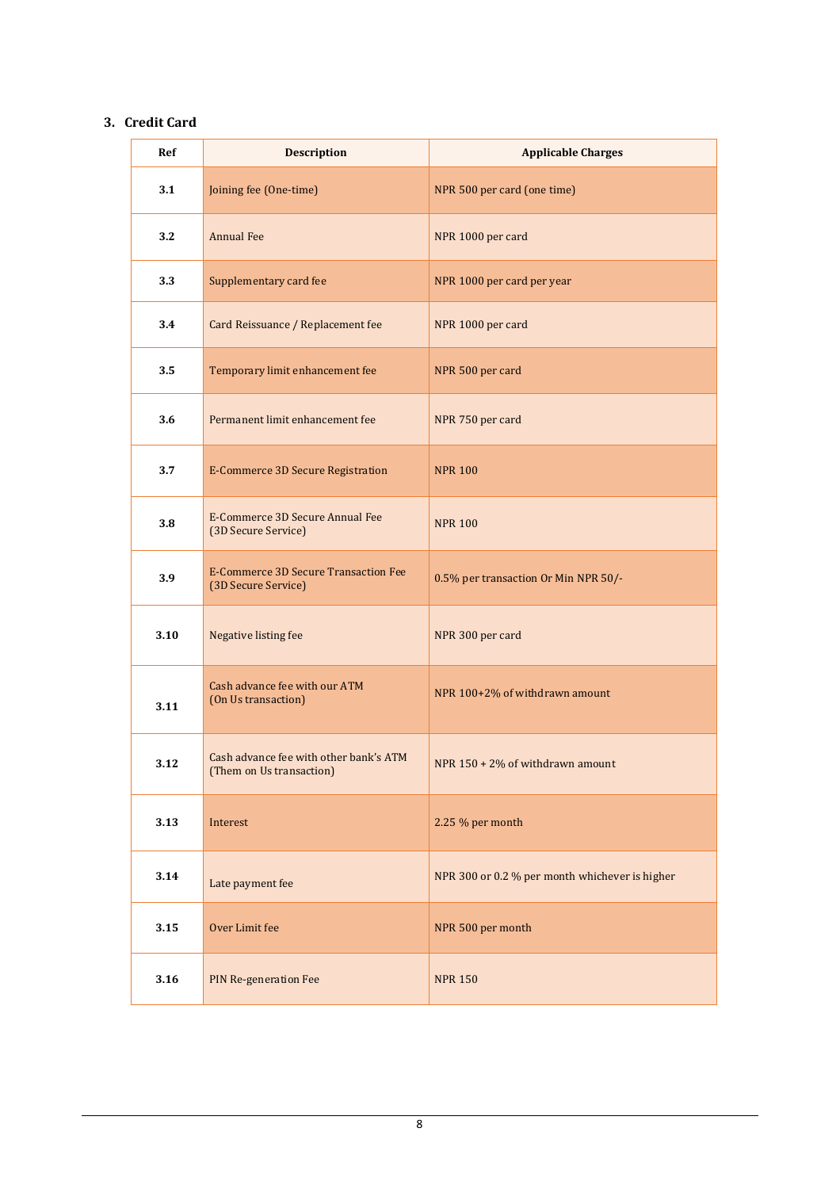## 3. Credit Card

| Ref | Description | Applicable Charges |
|---|---|---|
| 3.1 | Joining fee (One-time) | NPR 500 per card (one time) |
| 3.2 | Annual Fee | NPR 1000 per card |
| 3.3 | Supplementary card fee | NPR 1000 per card per year |
| 3.4 | Card Reissuance / Replacement fee | NPR 1000 per card |
| 3.5 | Temporary limit enhancement fee | NPR 500 per card |
| 3.6 | Permanent limit enhancement fee | NPR 750 per card |
| 3.7 | E-Commerce 3D Secure Registration | NPR 100 |
| 3.8 | E-Commerce 3D Secure Annual Fee (3D Secure Service) | NPR 100 |
| 3.9 | E-Commerce 3D Secure Transaction Fee (3D Secure Service) | 0.5% per transaction Or Min NPR 50/- |
| 3.10 | Negative listing fee | NPR 300 per card |
| 3.11 | Cash advance fee with our ATM (On Us transaction) | NPR 100+2% of withdrawn amount |
| 3.12 | Cash advance fee with other bank's ATM (Them on Us transaction) | NPR 150 + 2% of withdrawn amount |
| 3.13 | Interest | 2.25 % per month |
| 3.14 | Late payment fee | NPR 300 or 0.2 % per month whichever is higher |
| 3.15 | Over Limit fee | NPR 500 per month |
| 3.16 | PIN Re-generation Fee | NPR 150 |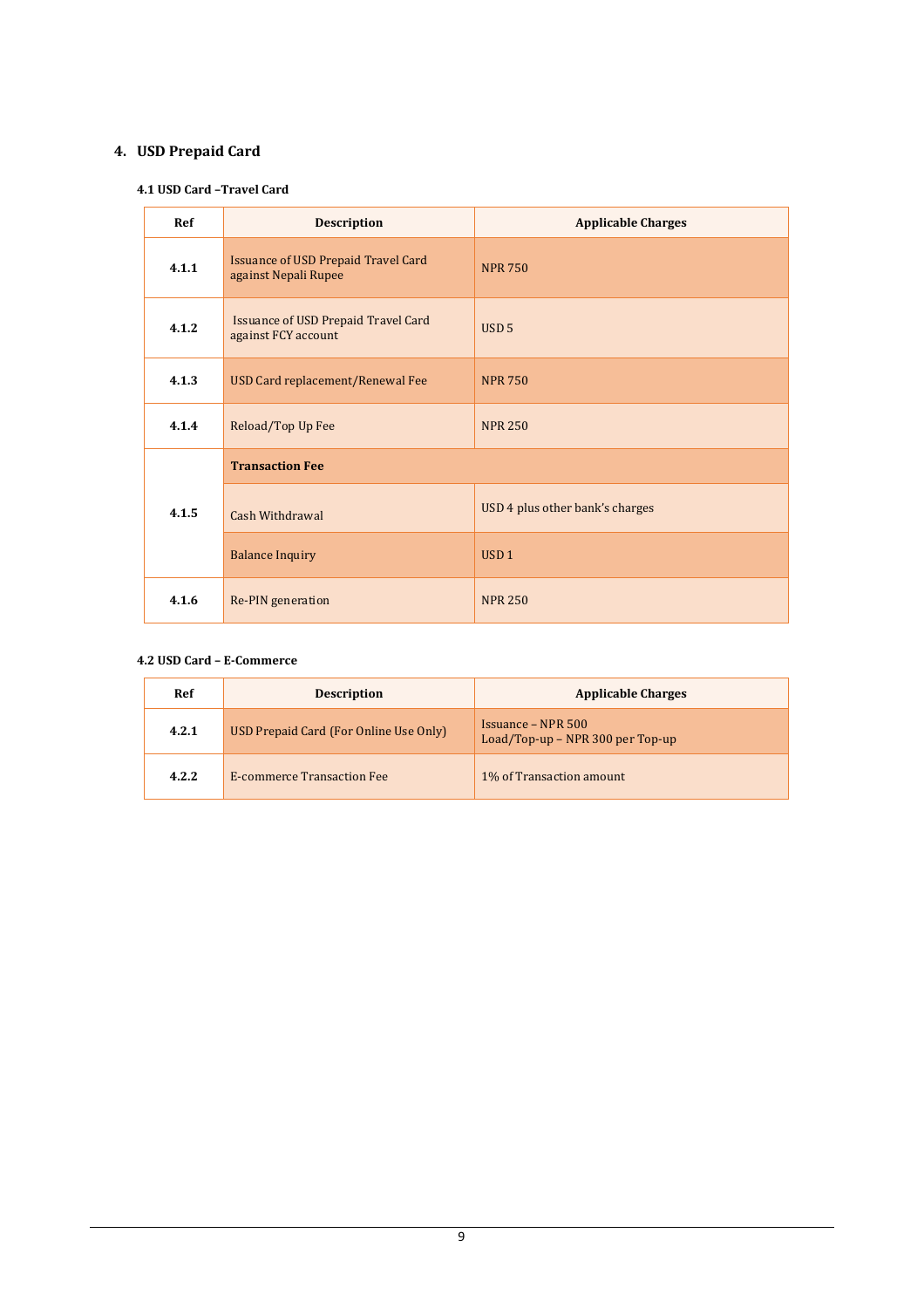## 4. USD Prepaid Card

### 4.1 USD Card –Travel Card

| Ref | Description | Applicable Charges |
|---|---|---|
| **4.1.1** | Issuance of USD Prepaid Travel Card against Nepali Rupee | NPR 750 |
| **4.1.2** | Issuance of USD Prepaid Travel Card against FCY account | USD 5 |
| **4.1.3** | USD Card replacement/Renewal Fee | NPR 750 |
| **4.1.4** | Reload/Top Up Fee | NPR 250 |
| **4.1.5** | **Transaction Fee** | |
| | Cash Withdrawal | USD 4 plus other bank's charges |
| | Balance Inquiry | USD 1 |
| **4.1.6** | Re-PIN generation | NPR 250 |

### 4.2 USD Card – E-Commerce

| Ref | Description | Applicable Charges |
|---|---|---|
| **4.2.1** | USD Prepaid Card (For Online Use Only) | Issuance – NPR 500<br>Load/Top-up – NPR 300 per Top-up |
| **4.2.2** | E-commerce Transaction Fee | 1% of Transaction amount |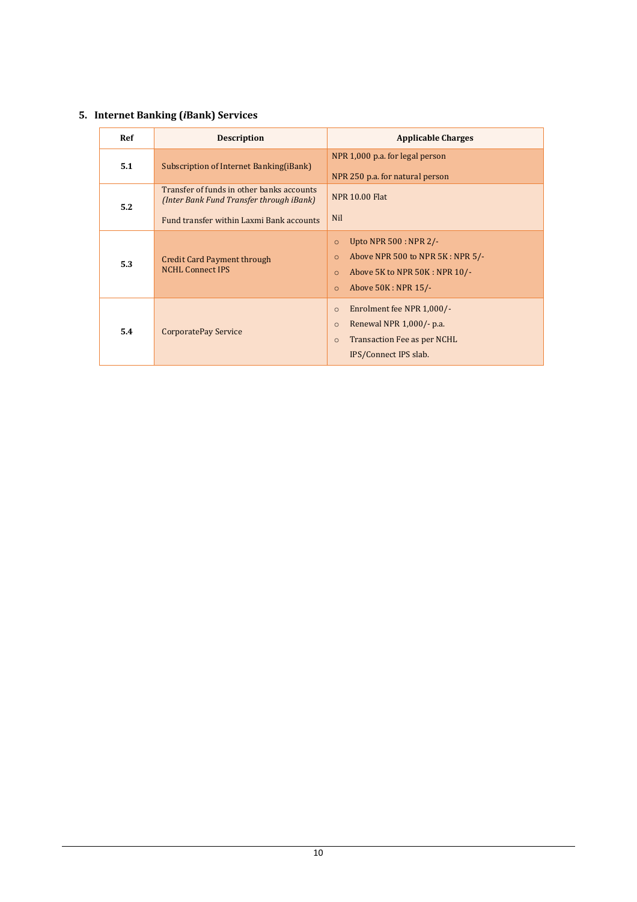## 5. Internet Banking (*i*Bank) Services

| Ref | Description | Applicable Charges |
|---|---|---|
| **5.1** | Subscription of Internet Banking(iBank) | NPR 1,000 p.a. for legal person<br><br>NPR 250 p.a. for natural person |
| **5.2** | Transfer of funds in other banks accounts *(Inter Bank Fund Transfer through iBank)*<br><br>Fund transfer within Laxmi Bank accounts | NPR 10.00 Flat<br><br>Nil |
| **5.3** | Credit Card Payment through NCHL Connect IPS | ○ Upto NPR 500 : NPR 2/-<br>○ Above NPR 500 to NPR 5K : NPR 5/-<br>○ Above 5K to NPR 50K : NPR 10/-<br>○ Above 50K : NPR 15/- |
| **5.4** | CorporatePay Service | ○ Enrolment fee NPR 1,000/-<br>○ Renewal NPR 1,000/- p.a.<br>○ Transaction Fee as per NCHL IPS/Connect IPS slab. |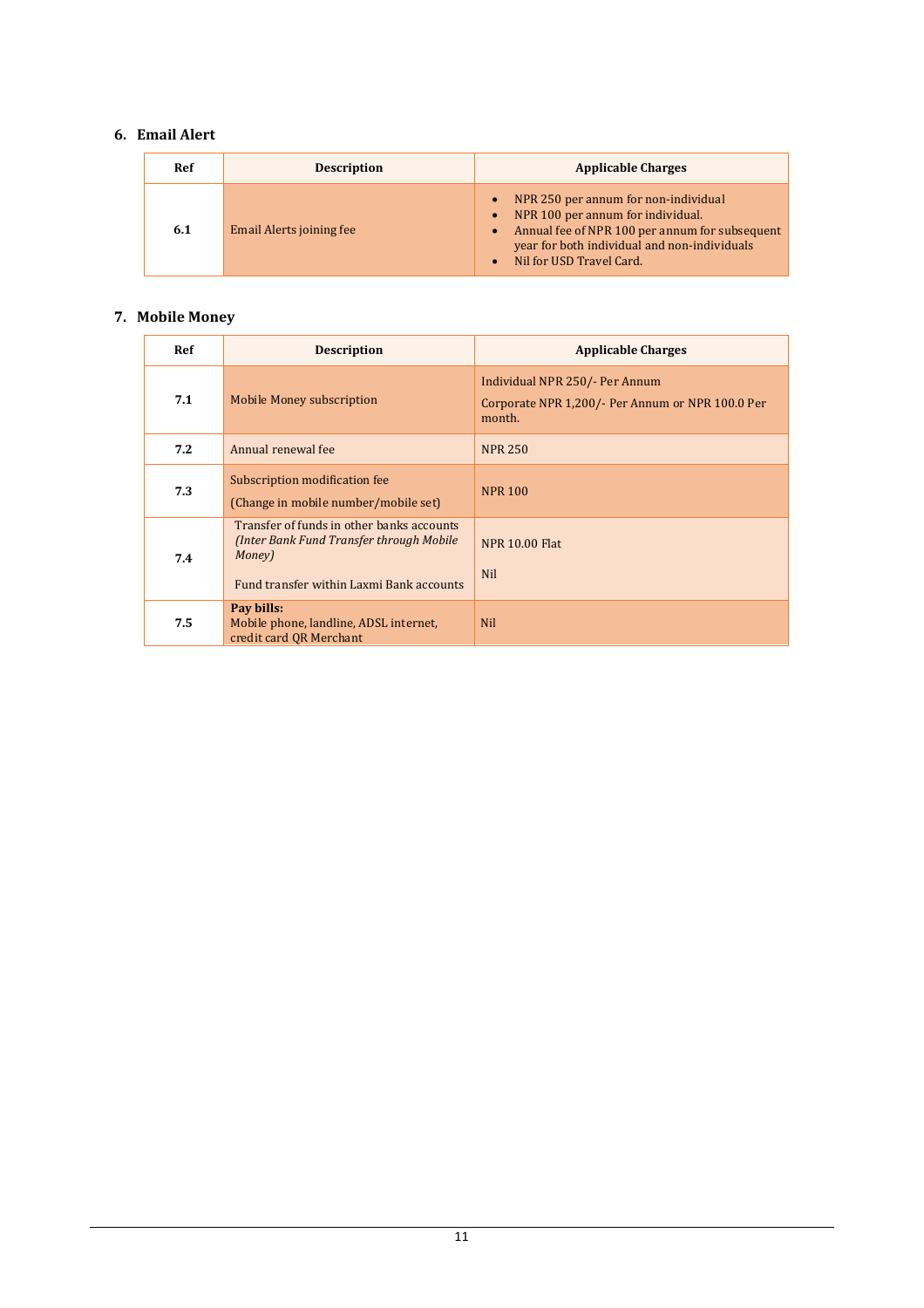## 6. Email Alert

| Ref | Description | Applicable Charges |
|---|---|---|
| 6.1 | Email Alerts joining fee | • NPR 250 per annum for non-individual<br>• NPR 100 per annum for individual.<br>• Annual fee of NPR 100 per annum for subsequent year for both individual and non-individuals<br>• Nil for USD Travel Card. |

## 7. Mobile Money

| Ref | Description | Applicable Charges |
|---|---|---|
| 7.1 | Mobile Money subscription | Individual NPR 250/- Per Annum<br>Corporate NPR 1,200/- Per Annum or NPR 100.0 Per month. |
| 7.2 | Annual renewal fee | NPR 250 |
| 7.3 | Subscription modification fee<br>(Change in mobile number/mobile set) | NPR 100 |
| 7.4 | Transfer of funds in other banks accounts *(Inter Bank Fund Transfer through Mobile Money)*<br><br>Fund transfer within Laxmi Bank accounts | NPR 10.00 Flat<br><br>Nil |
| 7.5 | **Pay bills:**<br>Mobile phone, landline, ADSL internet, credit card QR Merchant | Nil |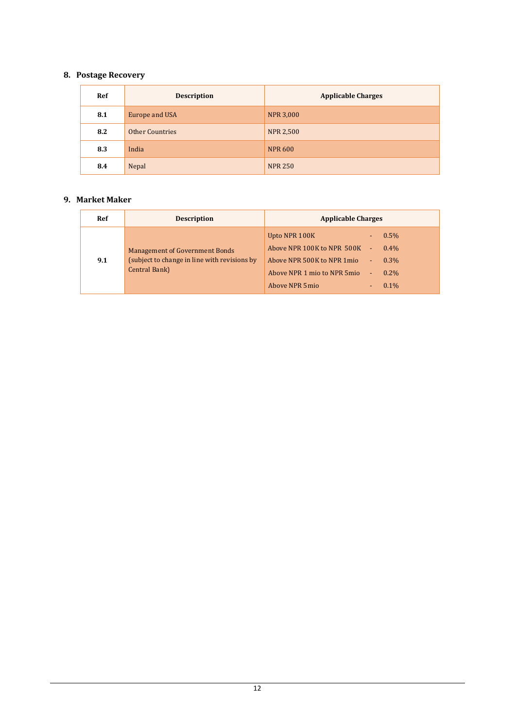## 8. Postage Recovery

| Ref | Description | Applicable Charges |
|---|---|---|
| **8.1** | Europe and USA | NPR 3,000 |
| **8.2** | Other Countries | NPR 2,500 |
| **8.3** | India | NPR 600 |
| **8.4** | Nepal | NPR 250 |

## 9. Market Maker

| Ref | Description | Applicable Charges |
|---|---|---|
| **9.1** | Management of Government Bonds (subject to change in line with revisions by Central Bank) | Upto NPR 100K - 0.5%<br>Above NPR 100K to NPR 500K - 0.4%<br>Above NPR 500K to NPR 1mio - 0.3%<br>Above NPR 1 mio to NPR 5mio - 0.2%<br>Above NPR 5mio - 0.1% |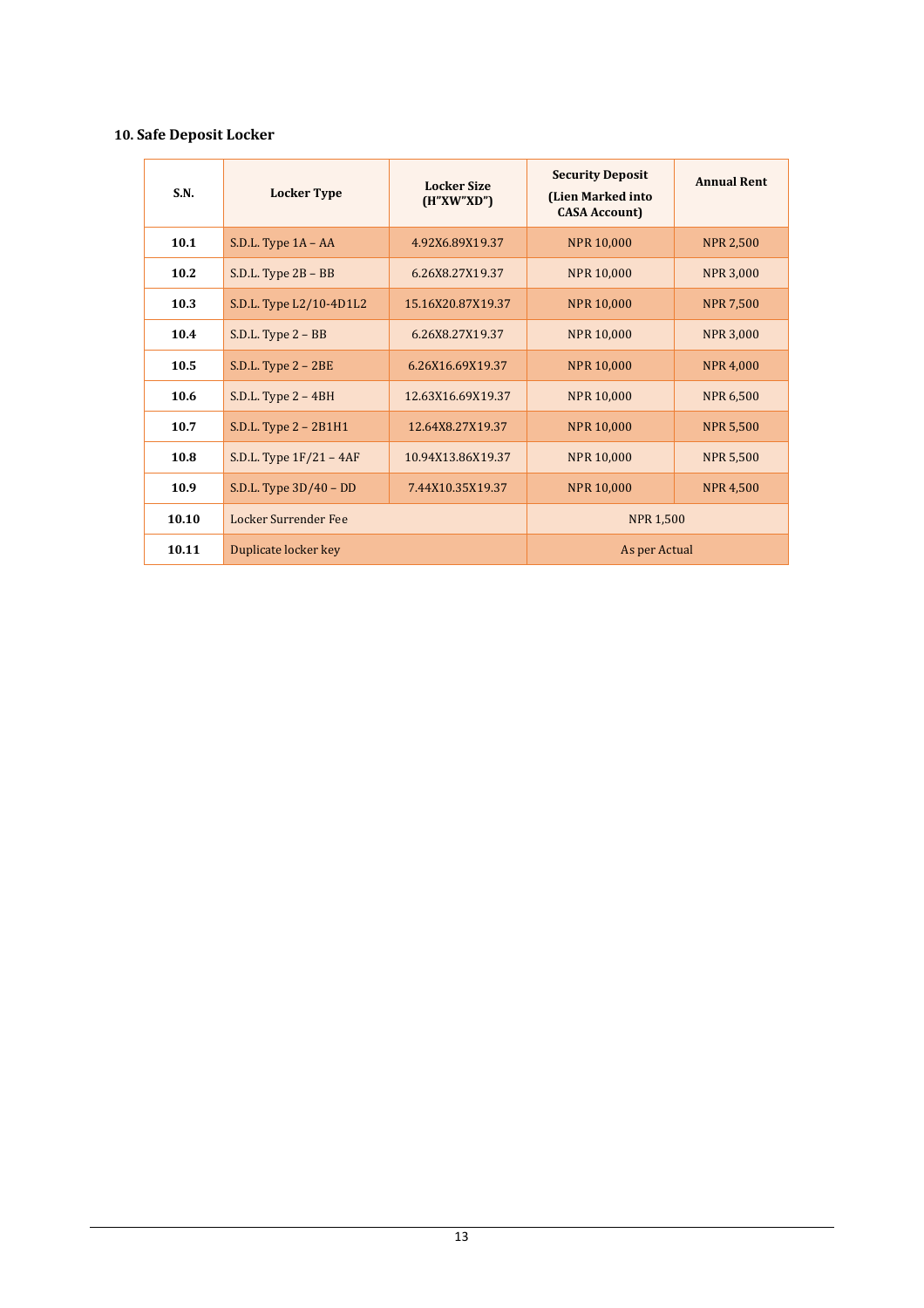## 10. Safe Deposit Locker

| S.N. | Locker Type | Locker Size (H"XW"XD") | Security Deposit (Lien Marked into CASA Account) | Annual Rent |
|---|---|---|---|---|
| **10.1** | S.D.L. Type 1A – AA | 4.92X6.89X19.37 | NPR 10,000 | NPR 2,500 |
| **10.2** | S.D.L. Type 2B – BB | 6.26X8.27X19.37 | NPR 10,000 | NPR 3,000 |
| **10.3** | S.D.L. Type L2/10-4D1L2 | 15.16X20.87X19.37 | NPR 10,000 | NPR 7,500 |
| **10.4** | S.D.L. Type 2 – BB | 6.26X8.27X19.37 | NPR 10,000 | NPR 3,000 |
| **10.5** | S.D.L. Type 2 – 2BE | 6.26X16.69X19.37 | NPR 10,000 | NPR 4,000 |
| **10.6** | S.D.L. Type 2 – 4BH | 12.63X16.69X19.37 | NPR 10,000 | NPR 6,500 |
| **10.7** | S.D.L. Type 2 – 2B1H1 | 12.64X8.27X19.37 | NPR 10,000 | NPR 5,500 |
| **10.8** | S.D.L. Type 1F/21 – 4AF | 10.94X13.86X19.37 | NPR 10,000 | NPR 5,500 |
| **10.9** | S.D.L. Type 3D/40 – DD | 7.44X10.35X19.37 | NPR 10,000 | NPR 4,500 |
| **10.10** | Locker Surrender Fee | | NPR 1,500 | |
| **10.11** | Duplicate locker key | | As per Actual | |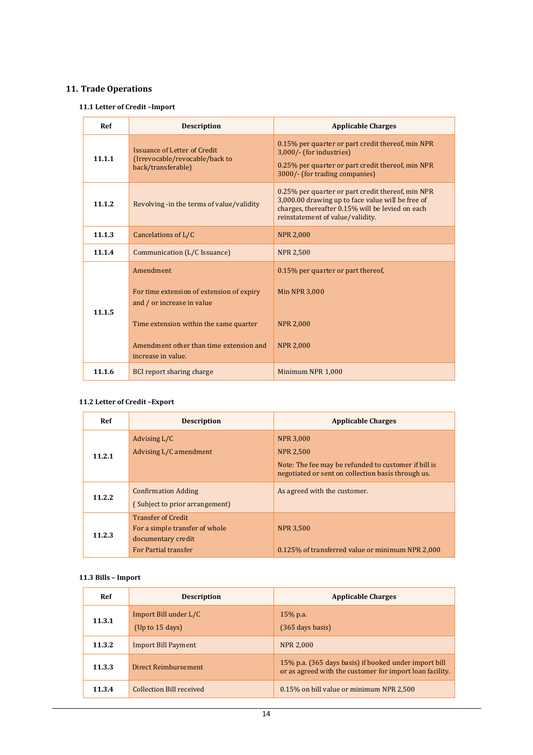## 11. Trade Operations

### 11.1 Letter of Credit –Import

| Ref | Description | Applicable Charges |
|---|---|---|
| 11.1.1 | Issuance of Letter of Credit (Irrevocable/revocable/back to back/transferable) | 0.15% per quarter or part credit thereof, min NPR 3,000/- (for industries)<br>0.25% per quarter or part credit thereof, min NPR 3000/- (for trading companies) |
| 11.1.2 | Revolving -in the terms of value/validity | 0.25% per quarter or part credit thereof, min NPR 3,000.00 drawing up to face value will be free of charges, thereafter 0.15% will be levied on each reinstatement of value/validity. |
| 11.1.3 | Cancelations of L/C | NPR 2,000 |
| 11.1.4 | Communication (L/C Issuance) | NPR 2,500 |
| 11.1.5 | Amendment<br>For time extension of extension of expiry and / or increase in value<br>Time extension within the same quarter<br>Amendment other than time extension and increase in value. | 0.15% per quarter or part thereof,<br>Min NPR 3,000<br>NPR 2,000<br>NPR 2,000 |
| 11.1.6 | BCI report sharing charge | Minimum NPR 1,000 |

### 11.2 Letter of Credit –Export

| Ref | Description | Applicable Charges |
|---|---|---|
| 11.2.1 | Advising L/C<br>Advising L/C amendment | NPR 3,000<br>NPR 2,500<br>Note: The fee may be refunded to customer if bill is negotiated or sent on collection basis through us. |
| 11.2.2 | Confirmation Adding<br>( Subject to prior arrangement) | As agreed with the customer. |
| 11.2.3 | Transfer of Credit<br>For a simple transfer of whole documentary credit<br>For Partial transfer | NPR 3,500<br>0.125% of transferred value or minimum NPR 2,000 |

### 11.3 Bills – Import

| Ref | Description | Applicable Charges |
|---|---|---|
| 11.3.1 | Import Bill under L/C<br>(Up to 15 days) | 15% p.a.<br>(365 days basis) |
| 11.3.2 | Import Bill Payment | NPR 2,000 |
| 11.3.3 | Direct Reimbursement | 15% p.a. (365 days basis) if booked under import bill or as agreed with the customer for import loan facility. |
| 11.3.4 | Collection Bill received | 0.15% on bill value or minimum NPR 2,500 |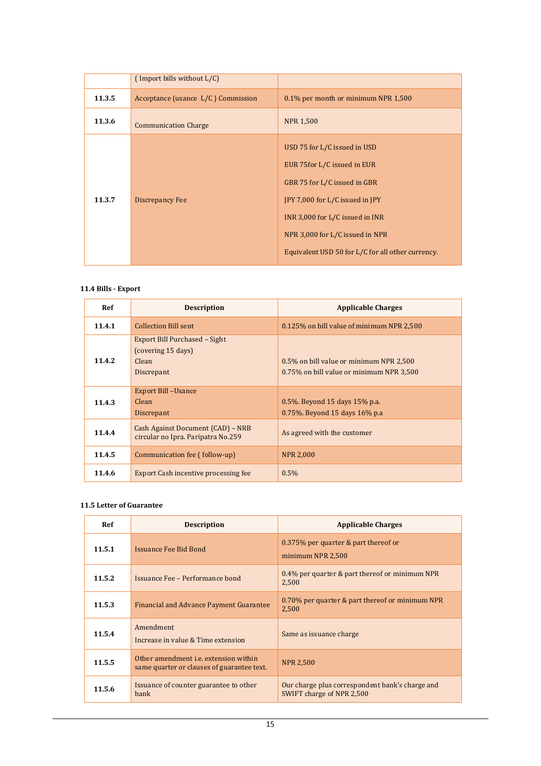| | ( Import bills without L/C) | |
|---|---|---|
| **11.3.5** | Acceptance (usance L/C ) Commission | 0.1% per month or minimum NPR 1,500 |
| **11.3.6** | Communication Charge | NPR 1,500 |
| **11.3.7** | Discrepancy Fee | USD 75 for L/C issued in USD<br>EUR 75for L/C issued in EUR<br>GBR 75 for L/C issued in GBR<br>JPY 7,000 for L/C issued in JPY<br>INR 3,000 for L/C issued in INR<br>NPR 3,000 for L/C issued in NPR<br>Equivalent USD 50 for L/C for all other currency. |

**11.4 Bills - Export**

| Ref | Description | Applicable Charges |
|---|---|---|
| **11.4.1** | Collection Bill sent | 0.125% on bill value of minimum NPR 2,500 |
| **11.4.2** | Export Bill Purchased – Sight (covering 15 days)<br>Clean<br>Discrepant | <br><br>0.5% on bill value or minimum NPR 2,500<br>0.75% on bill value or minimum NPR 3,500 |
| **11.4.3** | Export Bill –Usance<br>Clean<br>Discrepant | <br>0.5%. Beyond 15 days 15% p.a.<br>0.75%. Beyond 15 days 16% p.a |
| **11.4.4** | Cash Against Document (CAD) – NRB circular no Ipra. Paripatra No.259 | As agreed with the customer |
| **11.4.5** | Communication fee ( follow-up) | NPR 2,000 |
| **11.4.6** | Export Cash incentive processing fee | 0.5% |

**11.5 Letter of Guarantee**

| Ref | Description | Applicable Charges |
|---|---|---|
| **11.5.1** | Issuance Fee Bid Bond | 0.375% per quarter & part thereof or minimum NPR 2,500 |
| **11.5.2** | Issuance Fee – Performance bond | 0.4% per quarter & part thereof or minimum NPR 2,500 |
| **11.5.3** | Financial and Advance Payment Guarantee | 0.70% per quarter & part thereof or minimum NPR 2,500 |
| **11.5.4** | Amendment<br>Increase in value & Time extension | Same as issuance charge |
| **11.5.5** | Other amendment i.e. extension within same quarter or clauses of guarantee text. | NPR 2,500 |
| **11.5.6** | Issuance of counter guarantee to other bank | Our charge plus correspondent bank's charge and SWIFT charge of NPR 2,500 |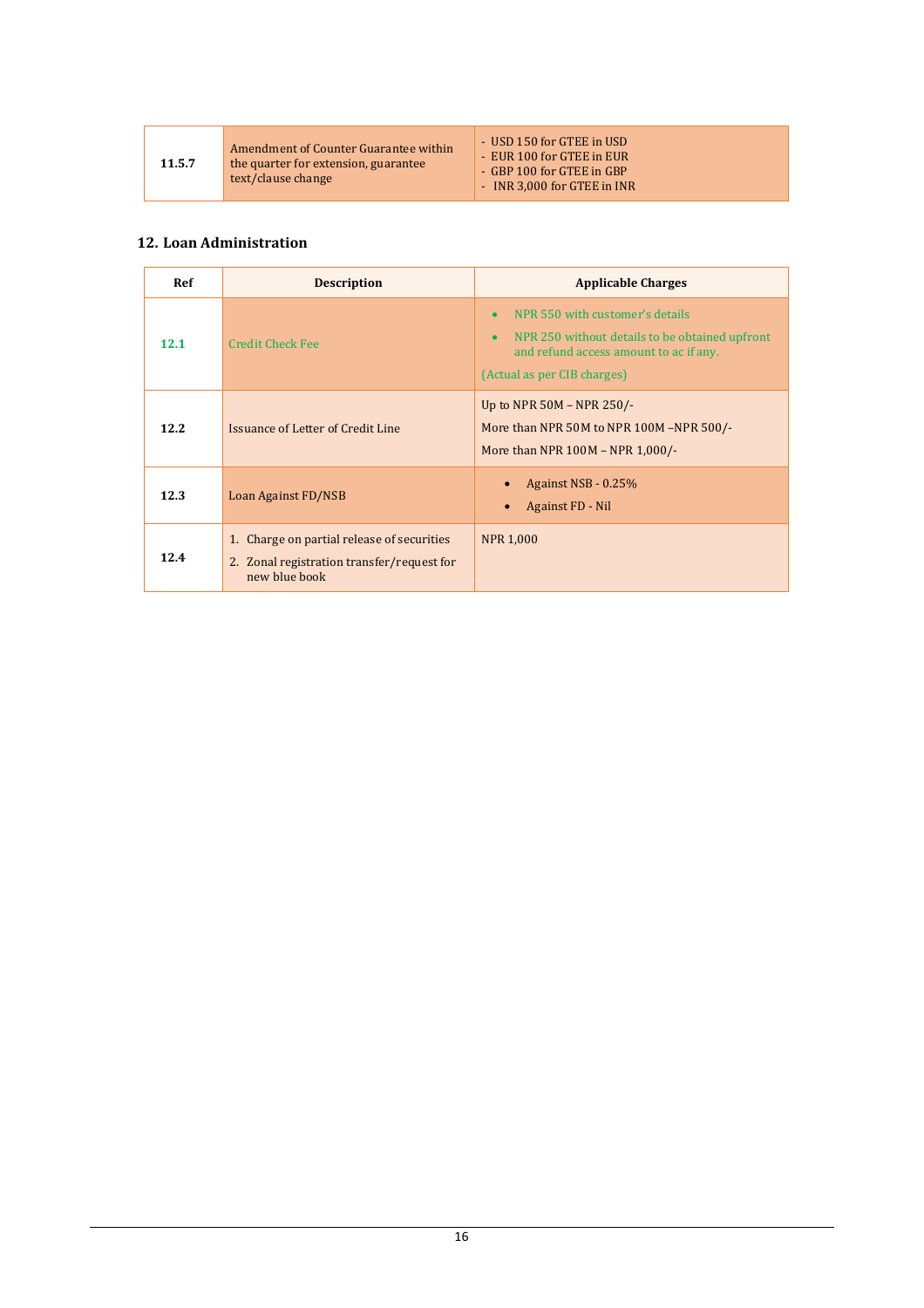| | | |
|---|---|---|
| **11.5.7** | Amendment of Counter Guarantee within the quarter for extension, guarantee text/clause change | - USD 150 for GTEE in USD<br>- EUR 100 for GTEE in EUR<br>- GBP 100 for GTEE in GBP<br>- INR 3,000 for GTEE in INR |

## 12. Loan Administration

| Ref | Description | Applicable Charges |
|---|---|---|
| **12.1** | Credit Check Fee | • NPR 550 with customer's details<br>• NPR 250 without details to be obtained upfront and refund access amount to ac if any.<br>(Actual as per CIB charges) |
| **12.2** | Issuance of Letter of Credit Line | Up to NPR 50M – NPR 250/-<br>More than NPR 50M to NPR 100M –NPR 500/-<br>More than NPR 100M – NPR 1,000/- |
| **12.3** | Loan Against FD/NSB | • Against NSB - 0.25%<br>• Against FD - Nil |
| **12.4** | 1. Charge on partial release of securities<br>2. Zonal registration transfer/request for new blue book | NPR 1,000 |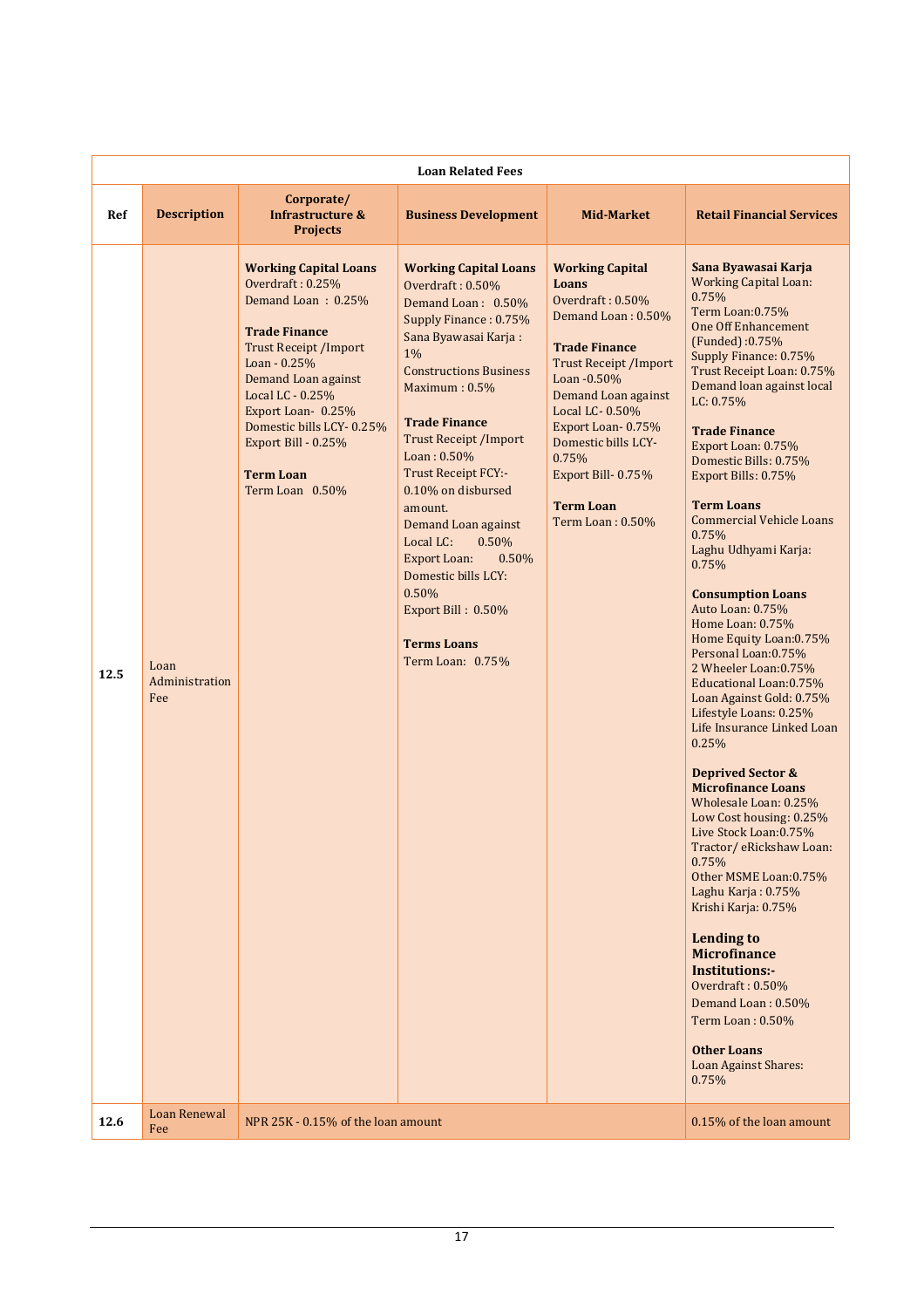| Loan Related Fees | | | | | |
|---|---|---|---|---|---|
| **Ref** | **Description** | **Corporate/ Infrastructure & Projects** | **Business Development** | **Mid-Market** | **Retail Financial Services** |
| **12.5** | Loan Administration Fee | **Working Capital Loans**<br>Overdraft : 0.25%<br>Demand Loan : 0.25%<br><br>**Trade Finance**<br>Trust Receipt /Import Loan - 0.25%<br>Demand Loan against Local LC - 0.25%<br>Export Loan- 0.25%<br>Domestic bills LCY- 0.25%<br>Export Bill - 0.25%<br><br>**Term Loan**<br>Term Loan 0.50% | **Working Capital Loans**<br>Overdraft : 0.50%<br>Demand Loan : 0.50%<br>Supply Finance : 0.75%<br>Sana Byawasai Karja : 1%<br>Constructions Business Maximum : 0.5%<br><br>**Trade Finance**<br>Trust Receipt /Import Loan : 0.50%<br>Trust Receipt FCY:- 0.10% on disbursed amount.<br>Demand Loan against Local LC: 0.50%<br>Export Loan: 0.50%<br>Domestic bills LCY: 0.50%<br>Export Bill : 0.50%<br><br>**Terms Loans**<br>Term Loan: 0.75% | **Working Capital Loans**<br>Overdraft : 0.50%<br>Demand Loan : 0.50%<br><br>**Trade Finance**<br>Trust Receipt /Import Loan -0.50%<br>Demand Loan against Local LC- 0.50%<br>Export Loan- 0.75%<br>Domestic bills LCY- 0.75%<br>Export Bill- 0.75%<br><br>**Term Loan**<br>Term Loan : 0.50% | **Sana Byawasai Karja**<br>Working Capital Loan: 0.75%<br>Term Loan:0.75%<br>One Off Enhancement (Funded) :0.75%<br>Supply Finance: 0.75%<br>Trust Receipt Loan: 0.75%<br>Demand loan against local LC: 0.75%<br><br>**Trade Finance**<br>Export Loan: 0.75%<br>Domestic Bills: 0.75%<br>Export Bills: 0.75%<br><br>**Term Loans**<br>Commercial Vehicle Loans 0.75%<br>Laghu Udhyami Karja: 0.75%<br><br>**Consumption Loans**<br>Auto Loan: 0.75%<br>Home Loan: 0.75%<br>Home Equity Loan:0.75%<br>Personal Loan:0.75%<br>2 Wheeler Loan:0.75%<br>Educational Loan:0.75%<br>Loan Against Gold: 0.75%<br>Lifestyle Loans: 0.25%<br>Life Insurance Linked Loan 0.25%<br><br>**Deprived Sector & Microfinance Loans**<br>Wholesale Loan: 0.25%<br>Low Cost housing: 0.25%<br>Live Stock Loan:0.75%<br>Tractor/ eRickshaw Loan: 0.75%<br>Other MSME Loan:0.75%<br>Laghu Karja : 0.75%<br>Krishi Karja: 0.75%<br><br>**Lending to Microfinance Institutions:-**<br>Overdraft : 0.50%<br>Demand Loan : 0.50%<br>Term Loan : 0.50%<br><br>**Other Loans**<br>Loan Against Shares: 0.75% |
| **12.6** | Loan Renewal Fee | NPR 25K - 0.15% of the loan amount | | | 0.15% of the loan amount |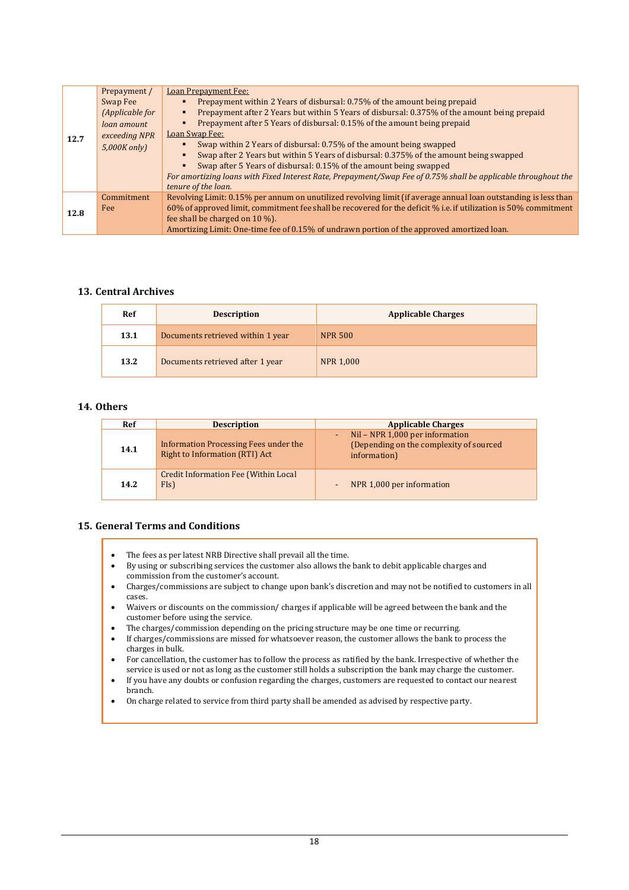| | | |
|---|---|---|
| 12.7 | Prepayment / Swap Fee *(Applicable for loan amount exceeding NPR 5,000K only)* | Loan Prepayment Fee:<br>▪ Prepayment within 2 Years of disbursal: 0.75% of the amount being prepaid<br>▪ Prepayment after 2 Years but within 5 Years of disbursal: 0.375% of the amount being prepaid<br>▪ Prepayment after 5 Years of disbursal: 0.15% of the amount being prepaid<br>Loan Swap Fee:<br>▪ Swap within 2 Years of disbursal: 0.75% of the amount being swapped<br>▪ Swap after 2 Years but within 5 Years of disbursal: 0.375% of the amount being swapped<br>▪ Swap after 5 Years of disbursal: 0.15% of the amount being swapped<br>*For amortizing loans with Fixed Interest Rate, Prepayment/Swap Fee of 0.75% shall be applicable throughout the tenure of the loan.* |
| 12.8 | Commitment Fee | Revolving Limit: 0.15% per annum on unutilized revolving limit (if average annual loan outstanding is less than 60% of approved limit, commitment fee shall be recovered for the deficit % i.e. if utilization is 50% commitment fee shall be charged on 10 %).<br>Amortizing Limit: One-time fee of 0.15% of undrawn portion of the approved amortized loan. |

## 13. Central Archives

| Ref | Description | Applicable Charges |
|---|---|---|
| 13.1 | Documents retrieved within 1 year | NPR 500 |
| 13.2 | Documents retrieved after 1 year | NPR 1,000 |

## 14. Others

| Ref | Description | Applicable Charges |
|---|---|---|
| 14.1 | Information Processing Fees under the Right to Information (RTI) Act | - Nil – NPR 1,000 per information (Depending on the complexity of sourced information) |
| 14.2 | Credit Information Fee (Within Local FIs) | - NPR 1,000 per information |

## 15. General Terms and Conditions

- The fees as per latest NRB Directive shall prevail all the time.
- By using or subscribing services the customer also allows the bank to debit applicable charges and commission from the customer's account.
- Charges/commissions are subject to change upon bank's discretion and may not be notified to customers in all cases.
- Waivers or discounts on the commission/ charges if applicable will be agreed between the bank and the customer before using the service.
- The charges/commission depending on the pricing structure may be one time or recurring.
- If charges/commissions are missed for whatsoever reason, the customer allows the bank to process the charges in bulk.
- For cancellation, the customer has to follow the process as ratified by the bank. Irrespective of whether the service is used or not as long as the customer still holds a subscription the bank may charge the customer.
- If you have any doubts or confusion regarding the charges, customers are requested to contact our nearest branch.
- On charge related to service from third party shall be amended as advised by respective party.